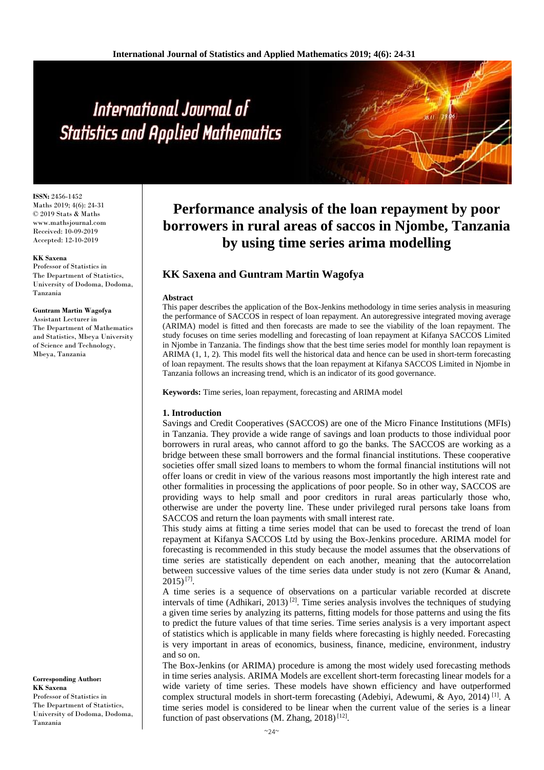# Performance analysis of the loan repayment by poor borrowers in rural areas of saccos in Njombe, Tanzania by using time series arima modelling

## KK Saxena and Guntram Martin Wagofya

**ISSN:** 2456-1452
Maths 2019; 4(6): 24-31
© 2019 Stats & Maths
www.mathsjournal.com
Received: 10-09-2019
Accepted: 12-10-2019

**KK Saxena**
Professor of Statistics in The Department of Statistics, University of Dodoma, Dodoma, Tanzania

**Guntram Martin Wagofya**
Assistant Lecturer in The Department of Mathematics and Statistics, Mbeya University of Science and Technology, Mbeya, Tanzania

**Corresponding Author:**
**KK Saxena**
Professor of Statistics in The Department of Statistics, University of Dodoma, Dodoma, Tanzania

### Abstract

This paper describes the application of the Box-Jenkins methodology in time series analysis in measuring the performance of SACCOS in respect of loan repayment. An autoregressive integrated moving average (ARIMA) model is fitted and then forecasts are made to see the viability of the loan repayment. The study focuses on time series modelling and forecasting of loan repayment at Kifanya SACCOS Limited in Njombe in Tanzania. The findings show that the best time series model for monthly loan repayment is ARIMA (1, 1, 2). This model fits well the historical data and hence can be used in short-term forecasting of loan repayment. The results shows that the loan repayment at Kifanya SACCOS Limited in Njombe in Tanzania follows an increasing trend, which is an indicator of its good governance.

**Keywords:** Time series, loan repayment, forecasting and ARIMA model

### 1. Introduction

Savings and Credit Cooperatives (SACCOS) are one of the Micro Finance Institutions (MFIs) in Tanzania. They provide a wide range of savings and loan products to those individual poor borrowers in rural areas, who cannot afford to go the banks. The SACCOS are working as a bridge between these small borrowers and the formal financial institutions. These cooperative societies offer small sized loans to members to whom the formal financial institutions will not offer loans or credit in view of the various reasons most importantly the high interest rate and other formalities in processing the applications of poor people. So in other way, SACCOS are providing ways to help small and poor creditors in rural areas particularly those who, otherwise are under the poverty line. These under privileged rural persons take loans from SACCOS and return the loan payments with small interest rate.

This study aims at fitting a time series model that can be used to forecast the trend of loan repayment at Kifanya SACCOS Ltd by using the Box-Jenkins procedure. ARIMA model for forecasting is recommended in this study because the model assumes that the observations of time series are statistically dependent on each another, meaning that the autocorrelation between successive values of the time series data under study is not zero (Kumar & Anand, 2015) [7].

A time series is a sequence of observations on a particular variable recorded at discrete intervals of time (Adhikari, 2013) [2]. Time series analysis involves the techniques of studying a given time series by analyzing its patterns, fitting models for those patterns and using the fits to predict the future values of that time series. Time series analysis is a very important aspect of statistics which is applicable in many fields where forecasting is highly needed. Forecasting is very important in areas of economics, business, finance, medicine, environment, industry and so on.

The Box-Jenkins (or ARIMA) procedure is among the most widely used forecasting methods in time series analysis. ARIMA Models are excellent short-term forecasting linear models for a wide variety of time series. These models have shown efficiency and have outperformed complex structural models in short-term forecasting (Adebiyi, Adewumi, & Ayo, 2014) [1]. A time series model is considered to be linear when the current value of the series is a linear function of past observations (M. Zhang, 2018) [12].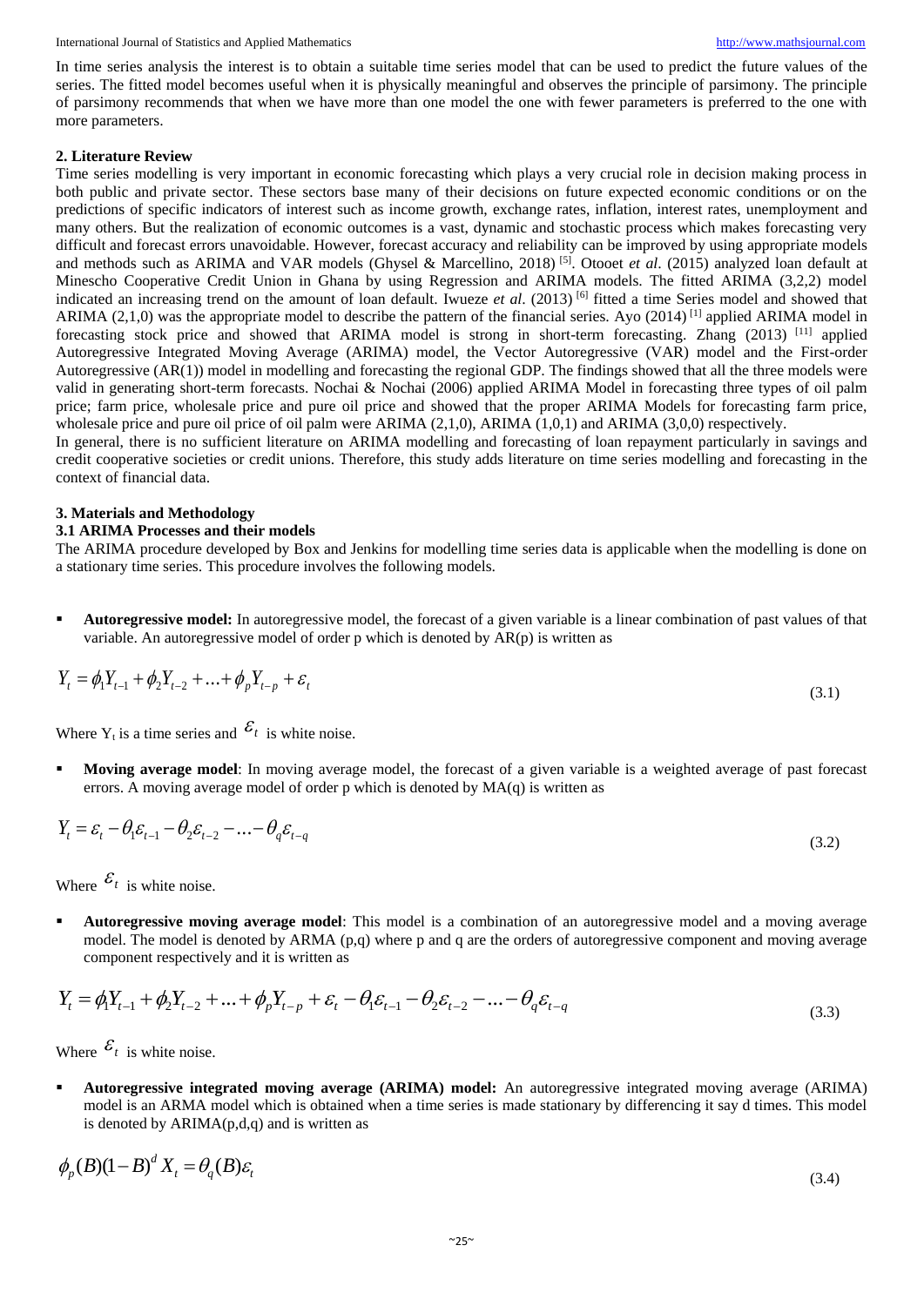In time series analysis the interest is to obtain a suitable time series model that can be used to predict the future values of the series. The fitted model becomes useful when it is physically meaningful and observes the principle of parsimony. The principle of parsimony recommends that when we have more than one model the one with fewer parameters is preferred to the one with more parameters.

## 2. Literature Review

Time series modelling is very important in economic forecasting which plays a very crucial role in decision making process in both public and private sector. These sectors base many of their decisions on future expected economic conditions or on the predictions of specific indicators of interest such as income growth, exchange rates, inflation, interest rates, unemployment and many others. But the realization of economic outcomes is a vast, dynamic and stochastic process which makes forecasting very difficult and forecast errors unavoidable. However, forecast accuracy and reliability can be improved by using appropriate models and methods such as ARIMA and VAR models (Ghysel & Marcellino, 2018) [5]. Otooet *et al*. (2015) analyzed loan default at Minescho Cooperative Credit Union in Ghana by using Regression and ARIMA models. The fitted ARIMA (3,2,2) model indicated an increasing trend on the amount of loan default. Iwueze *et al*. (2013) [6] fitted a time Series model and showed that ARIMA (2,1,0) was the appropriate model to describe the pattern of the financial series. Ayo (2014) [1] applied ARIMA model in forecasting stock price and showed that ARIMA model is strong in short-term forecasting. Zhang (2013) [11] applied Autoregressive Integrated Moving Average (ARIMA) model, the Vector Autoregressive (VAR) model and the First-order Autoregressive (AR(1)) model in modelling and forecasting the regional GDP. The findings showed that all the three models were valid in generating short-term forecasts. Nochai & Nochai (2006) applied ARIMA Model in forecasting three types of oil palm price; farm price, wholesale price and pure oil price and showed that the proper ARIMA Models for forecasting farm price, wholesale price and pure oil price of oil palm were ARIMA (2,1,0), ARIMA (1,0,1) and ARIMA (3,0,0) respectively.

In general, there is no sufficient literature on ARIMA modelling and forecasting of loan repayment particularly in savings and credit cooperative societies or credit unions. Therefore, this study adds literature on time series modelling and forecasting in the context of financial data.

## 3. Materials and Methodology

### 3.1 ARIMA Processes and their models

The ARIMA procedure developed by Box and Jenkins for modelling time series data is applicable when the modelling is done on a stationary time series. This procedure involves the following models.

- **Autoregressive model:** In autoregressive model, the forecast of a given variable is a linear combination of past values of that variable. An autoregressive model of order p which is denoted by AR(p) is written as

$$Y_t = \phi_1 Y_{t-1} + \phi_2 Y_{t-2} + ... + \phi_p Y_{t-p} + \varepsilon_t \tag{3.1}$$

Where $Y_t$ is a time series and $\varepsilon_t$ is white noise.

- **Moving average model**: In moving average model, the forecast of a given variable is a weighted average of past forecast errors. A moving average model of order p which is denoted by MA(q) is written as

$$Y_t = \varepsilon_t - \theta_1 \varepsilon_{t-1} - \theta_2 \varepsilon_{t-2} - ... - \theta_q \varepsilon_{t-q} \tag{3.2}$$

Where $\varepsilon_t$ is white noise.

- **Autoregressive moving average model**: This model is a combination of an autoregressive model and a moving average model. The model is denoted by ARMA (p,q) where p and q are the orders of autoregressive component and moving average component respectively and it is written as

$$Y_t = \phi_1 Y_{t-1} + \phi_2 Y_{t-2} + ... + \phi_p Y_{t-p} + \varepsilon_t - \theta_1 \varepsilon_{t-1} - \theta_2 \varepsilon_{t-2} - ... - \theta_q \varepsilon_{t-q} \tag{3.3}$$

Where $\varepsilon_t$ is white noise.

- **Autoregressive integrated moving average (ARIMA) model:** An autoregressive integrated moving average (ARIMA) model is an ARMA model which is obtained when a time series is made stationary by differencing it say d times. This model is denoted by ARIMA(p,d,q) and is written as

$$\phi_p(B)(1-B)^d X_t = \theta_q(B)\varepsilon_t \tag{3.4}$$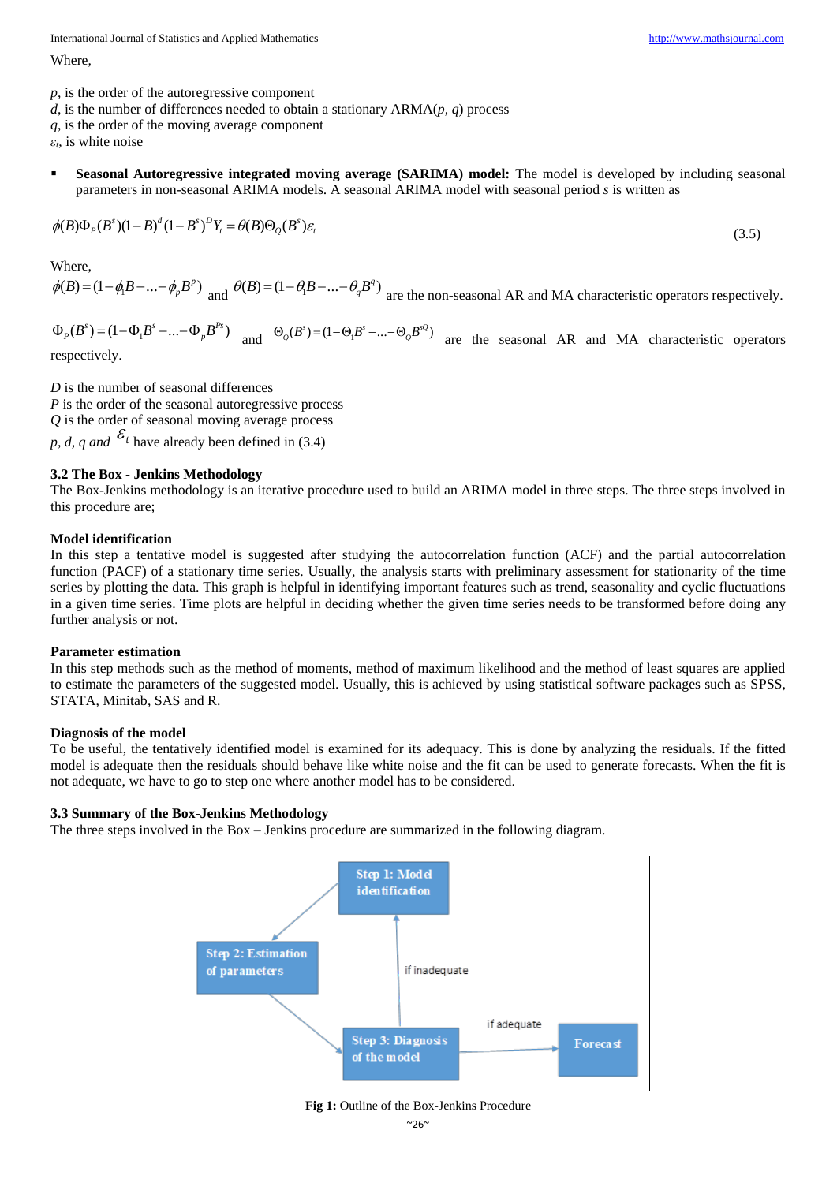Where,

$p$, is the order of the autoregressive component
$d$, is the number of differences needed to obtain a stationary ARMA($p$, $q$) process
$q$, is the order of the moving average component
$\varepsilon_t$, is white noise

- **Seasonal Autoregressive integrated moving average (SARIMA) model:** The model is developed by including seasonal parameters in non-seasonal ARIMA models. A seasonal ARIMA model with seasonal period $s$ is written as

$$\phi(B)\Phi_P(B^s)(1-B)^d(1-B^s)^D Y_t = \theta(B)\Theta_Q(B^s)\varepsilon_t \tag{3.5}$$

Where,
$\phi(B)=(1-\phi_1 B-...-\phi_p B^p)$ and $\theta(B)=(1-\theta_1 B-...-\theta_q B^q)$ are the non-seasonal AR and MA characteristic operators respectively.

$\Phi_P(B^s)=(1-\Phi_1 B^s-...-\Phi_p B^{Ps})$ and $\Theta_Q(B^s)=(1-\Theta_1 B^s-...-\Theta_Q B^{sQ})$ are the seasonal AR and MA characteristic operators respectively.

$D$ is the number of seasonal differences
$P$ is the order of the seasonal autoregressive process
$Q$ is the order of seasonal moving average process
$p$, $d$, $q$ and $\varepsilon_t$ have already been defined in (3.4)

**3.2 The Box - Jenkins Methodology**
The Box-Jenkins methodology is an iterative procedure used to build an ARIMA model in three steps. The three steps involved in this procedure are;

**Model identification**
In this step a tentative model is suggested after studying the autocorrelation function (ACF) and the partial autocorrelation function (PACF) of a stationary time series. Usually, the analysis starts with preliminary assessment for stationarity of the time series by plotting the data. This graph is helpful in identifying important features such as trend, seasonality and cyclic fluctuations in a given time series. Time plots are helpful in deciding whether the given time series needs to be transformed before doing any further analysis or not.

**Parameter estimation**
In this step methods such as the method of moments, method of maximum likelihood and the method of least squares are applied to estimate the parameters of the suggested model. Usually, this is achieved by using statistical software packages such as SPSS, STATA, Minitab, SAS and R.

**Diagnosis of the model**
To be useful, the tentatively identified model is examined for its adequacy. This is done by analyzing the residuals. If the fitted model is adequate then the residuals should behave like white noise and the fit can be used to generate forecasts. When the fit is not adequate, we have to go to step one where another model has to be considered.

**3.3 Summary of the Box-Jenkins Methodology**
The three steps involved in the Box – Jenkins procedure are summarized in the following diagram.

Step 1: Model identification → Step 2: Estimation of parameters → Step 3: Diagnosis of the model → (if adequate) Forecast; (if inadequate) → Step 1: Model identification

**Fig 1:** Outline of the Box-Jenkins Procedure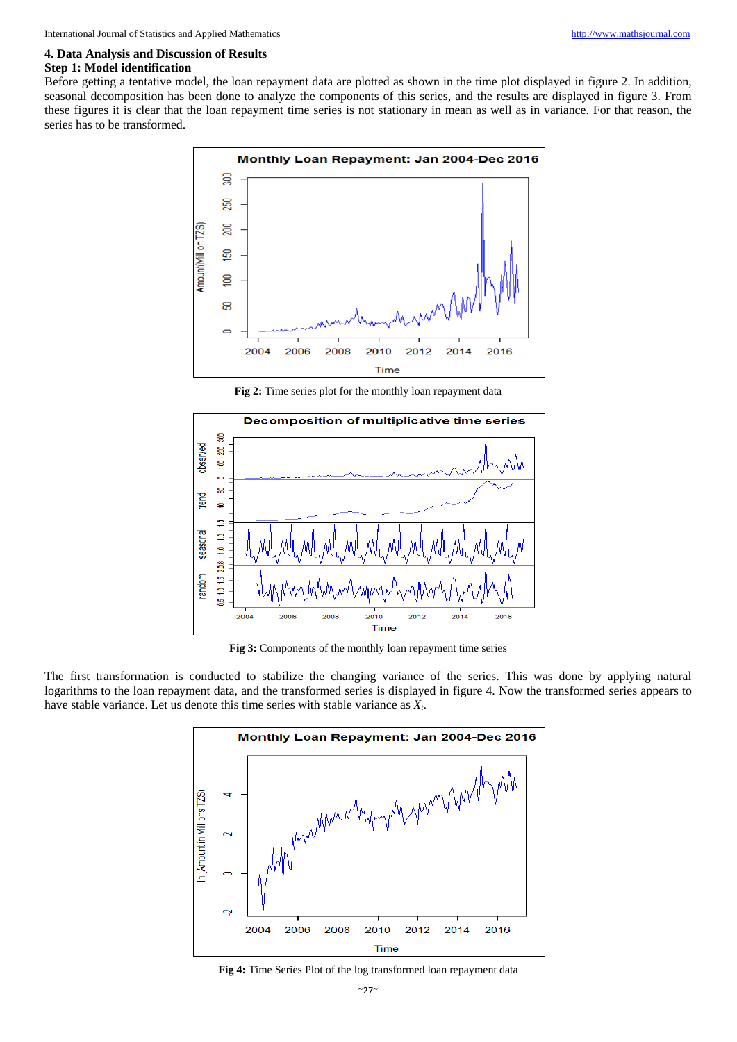## 4. Data Analysis and Discussion of Results

### Step 1: Model identification

Before getting a tentative model, the loan repayment data are plotted as shown in the time plot displayed in figure 2. In addition, seasonal decomposition has been done to analyze the components of this series, and the results are displayed in figure 3. From these figures it is clear that the loan repayment time series is not stationary in mean as well as in variance. For that reason, the series has to be transformed.

**Fig 2:** Time series plot for the monthly loan repayment data

**Fig 3:** Components of the monthly loan repayment time series

The first transformation is conducted to stabilize the changing variance of the series. This was done by applying natural logarithms to the loan repayment data, and the transformed series is displayed in figure 4. Now the transformed series appears to have stable variance. Let us denote this time series with stable variance as $X_t$.

**Fig 4:** Time Series Plot of the log transformed loan repayment data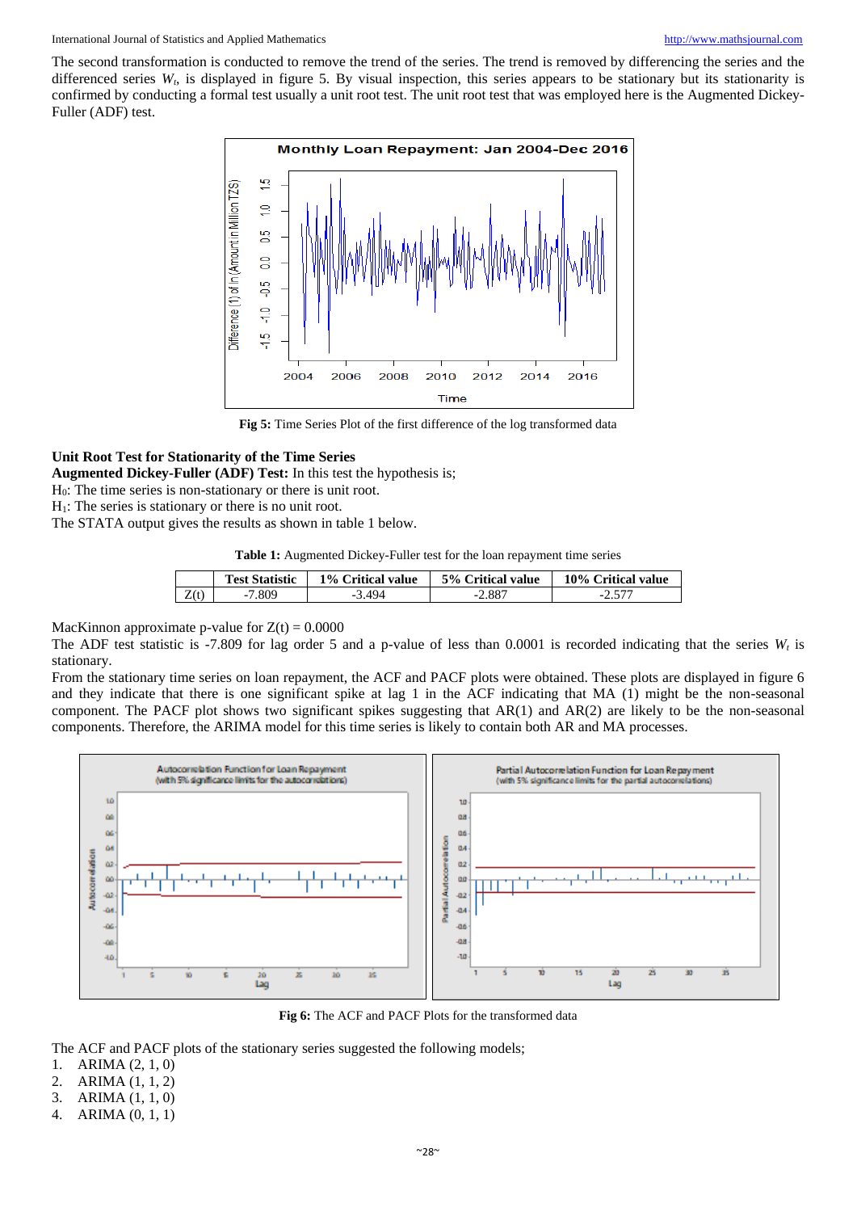The second transformation is conducted to remove the trend of the series. The trend is removed by differencing the series and the differenced series $W_t$, is displayed in figure 5. By visual inspection, this series appears to be stationary but its stationarity is confirmed by conducting a formal test usually a unit root test. The unit root test that was employed here is the Augmented Dickey-Fuller (ADF) test.

**Fig 5:** Time Series Plot of the first difference of the log transformed data

**Unit Root Test for Stationarity of the Time Series**

**Augmented Dickey-Fuller (ADF) Test:** In this test the hypothesis is;

$H_0$: The time series is non-stationary or there is unit root.

$H_1$: The series is stationary or there is no unit root.

The STATA output gives the results as shown in table 1 below.

**Table 1:** Augmented Dickey-Fuller test for the loan repayment time series

| | Test Statistic | 1% Critical value | 5% Critical value | 10% Critical value |
|---|---|---|---|---|
| Z(t) | -7.809 | -3.494 | -2.887 | -2.577 |

MacKinnon approximate p-value for Z(t) = 0.0000

The ADF test statistic is -7.809 for lag order 5 and a p-value of less than 0.0001 is recorded indicating that the series $W_t$ is stationary.

From the stationary time series on loan repayment, the ACF and PACF plots were obtained. These plots are displayed in figure 6 and they indicate that there is one significant spike at lag 1 in the ACF indicating that MA (1) might be the non-seasonal component. The PACF plot shows two significant spikes suggesting that AR(1) and AR(2) are likely to be the non-seasonal components. Therefore, the ARIMA model for this time series is likely to contain both AR and MA processes.

**Fig 6:** The ACF and PACF Plots for the transformed data

The ACF and PACF plots of the stationary series suggested the following models;

1. ARIMA (2, 1, 0)
2. ARIMA (1, 1, 2)
3. ARIMA (1, 1, 0)
4. ARIMA (0, 1, 1)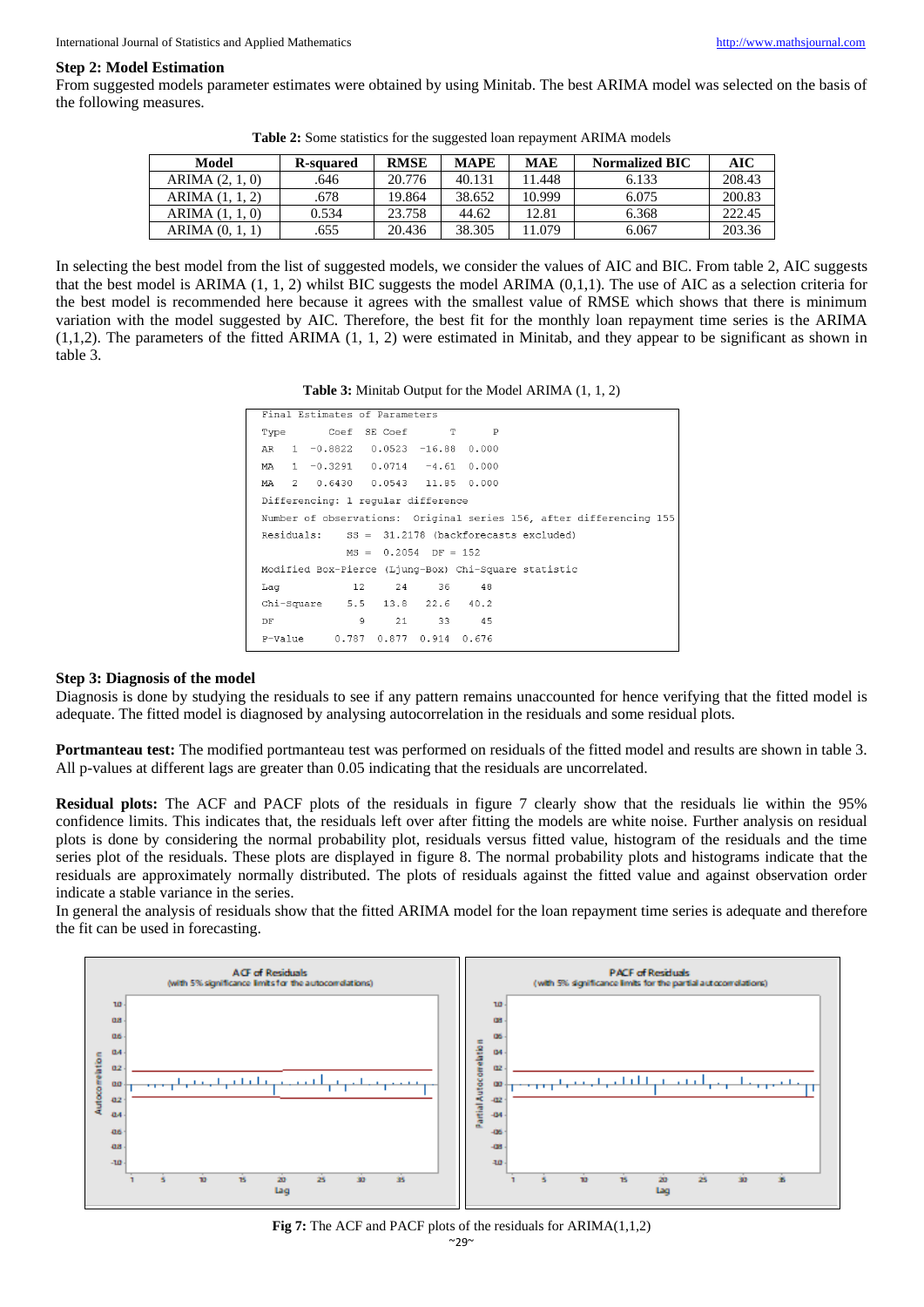### Step 2: Model Estimation

From suggested models parameter estimates were obtained by using Minitab. The best ARIMA model was selected on the basis of the following measures.

**Table 2:** Some statistics for the suggested loan repayment ARIMA models

| Model | R-squared | RMSE | MAPE | MAE | Normalized BIC | AIC |
|---|---|---|---|---|---|---|
| ARIMA (2, 1, 0) | .646 | 20.776 | 40.131 | 11.448 | 6.133 | 208.43 |
| ARIMA (1, 1, 2) | .678 | 19.864 | 38.652 | 10.999 | 6.075 | 200.83 |
| ARIMA (1, 1, 0) | 0.534 | 23.758 | 44.62 | 12.81 | 6.368 | 222.45 |
| ARIMA (0, 1, 1) | .655 | 20.436 | 38.305 | 11.079 | 6.067 | 203.36 |

In selecting the best model from the list of suggested models, we consider the values of AIC and BIC. From table 2, AIC suggests that the best model is ARIMA (1, 1, 2) whilst BIC suggests the model ARIMA (0,1,1). The use of AIC as a selection criteria for the best model is recommended here because it agrees with the smallest value of RMSE which shows that there is minimum variation with the model suggested by AIC. Therefore, the best fit for the monthly loan repayment time series is the ARIMA (1,1,2). The parameters of the fitted ARIMA (1, 1, 2) were estimated in Minitab, and they appear to be significant as shown in table 3.

**Table 3:** Minitab Output for the Model ARIMA (1, 1, 2)

```
Final Estimates of Parameters
Type        Coef  SE Coef       T      P
AR   1   -0.8822   0.0523  -16.88  0.000
MA   1   -0.3291   0.0714   -4.61  0.000
MA   2    0.6430   0.0543   11.85  0.000
Differencing: 1 regular difference
Number of observations:  Original series 156, after differencing 155
Residuals:    SS =  31.2178 (backforecasts excluded)
              MS =  0.2054  DF = 152
Modified Box-Pierce (Ljung-Box) Chi-Square statistic
Lag           12     24     36     48
Chi-Square   5.5   13.8   22.6   40.2
DF             9     21     33     45
P-Value    0.787  0.877  0.914  0.676
```

### Step 3: Diagnosis of the model

Diagnosis is done by studying the residuals to see if any pattern remains unaccounted for hence verifying that the fitted model is adequate. The fitted model is diagnosed by analysing autocorrelation in the residuals and some residual plots.

**Portmanteau test:** The modified portmanteau test was performed on residuals of the fitted model and results are shown in table 3. All p-values at different lags are greater than 0.05 indicating that the residuals are uncorrelated.

**Residual plots:** The ACF and PACF plots of the residuals in figure 7 clearly show that the residuals lie within the 95% confidence limits. This indicates that, the residuals left over after fitting the models are white noise. Further analysis on residual plots is done by considering the normal probability plot, residuals versus fitted value, histogram of the residuals and the time series plot of the residuals. These plots are displayed in figure 8. The normal probability plots and histograms indicate that the residuals are approximately normally distributed. The plots of residuals against the fitted value and against observation order indicate a stable variance in the series.

In general the analysis of residuals show that the fitted ARIMA model for the loan repayment time series is adequate and therefore the fit can be used in forecasting.

**Fig 7:** The ACF and PACF plots of the residuals for ARIMA(1,1,2)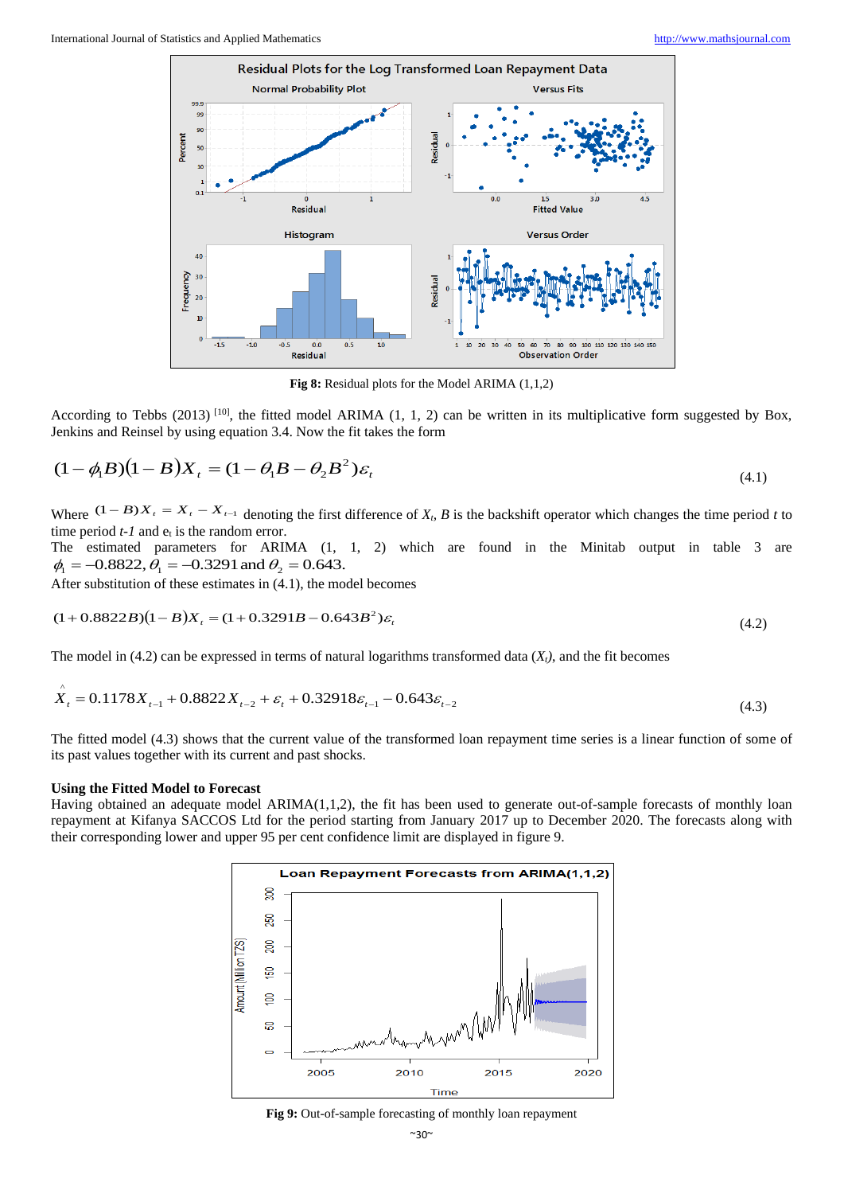**Fig 8:** Residual plots for the Model ARIMA (1,1,2)

According to Tebbs (2013) [10], the fitted model ARIMA (1, 1, 2) can be written in its multiplicative form suggested by Box, Jenkins and Reinsel by using equation 3.4. Now the fit takes the form

$$(1-\phi_1 B)(1-B)X_t = (1-\theta_1 B - \theta_2 B^2)\varepsilon_t \tag{4.1}$$

Where $(1-B)X_t = X_t - X_{t-1}$ denoting the first difference of $X_t$, $B$ is the backshift operator which changes the time period $t$ to time period $t-1$ and $e_t$ is the random error.

The estimated parameters for ARIMA (1, 1, 2) which are found in the Minitab output in table 3 are $\phi_1 = -0.8822, \theta_1 = -0.3291$ and $\theta_2 = 0.643.$

After substitution of these estimates in (4.1), the model becomes

$$(1+0.8822B)(1-B)X_t = (1+0.3291B - 0.643B^2)\varepsilon_t \tag{4.2}$$

The model in (4.2) can be expressed in terms of natural logarithms transformed data ($X_t$), and the fit becomes

$$\hat{X}_t = 0.1178X_{t-1} + 0.8822X_{t-2} + \varepsilon_t + 0.32918\varepsilon_{t-1} - 0.643\varepsilon_{t-2} \tag{4.3}$$

The fitted model (4.3) shows that the current value of the transformed loan repayment time series is a linear function of some of its past values together with its current and past shocks.

**Using the Fitted Model to Forecast**

Having obtained an adequate model ARIMA(1,1,2), the fit has been used to generate out-of-sample forecasts of monthly loan repayment at Kifanya SACCOS Ltd for the period starting from January 2017 up to December 2020. The forecasts along with their corresponding lower and upper 95 per cent confidence limit are displayed in figure 9.

**Fig 9:** Out-of-sample forecasting of monthly loan repayment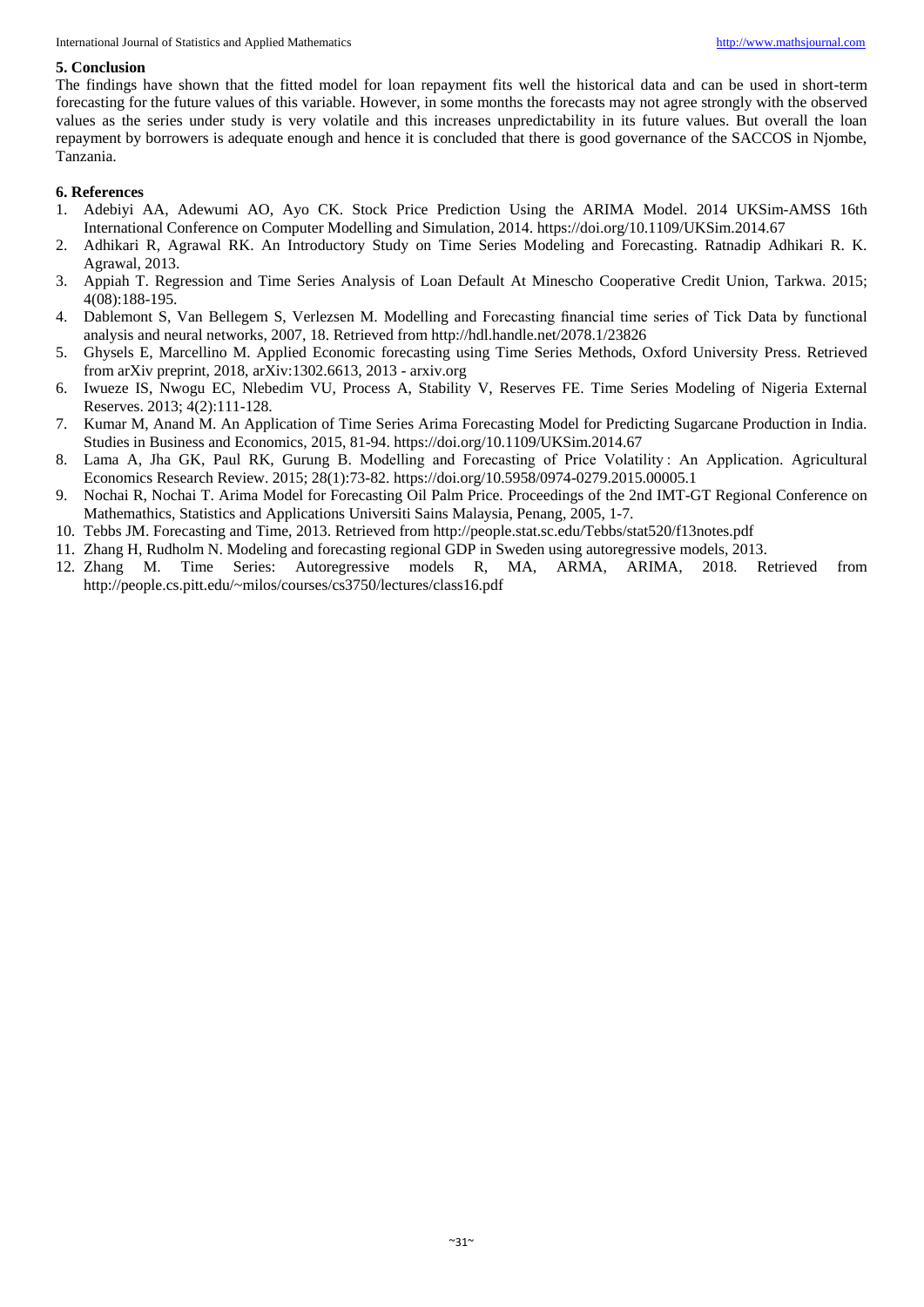## 5. Conclusion

The findings have shown that the fitted model for loan repayment fits well the historical data and can be used in short-term forecasting for the future values of this variable. However, in some months the forecasts may not agree strongly with the observed values as the series under study is very volatile and this increases unpredictability in its future values. But overall the loan repayment by borrowers is adequate enough and hence it is concluded that there is good governance of the SACCOS in Njombe, Tanzania.

## 6. References

1. Adebiyi AA, Adewumi AO, Ayo CK. Stock Price Prediction Using the ARIMA Model. 2014 UKSim-AMSS 16th International Conference on Computer Modelling and Simulation, 2014. https://doi.org/10.1109/UKSim.2014.67
2. Adhikari R, Agrawal RK. An Introductory Study on Time Series Modeling and Forecasting. Ratnadip Adhikari R. K. Agrawal, 2013.
3. Appiah T. Regression and Time Series Analysis of Loan Default At Minescho Cooperative Credit Union, Tarkwa. 2015; 4(08):188-195.
4. Dablemont S, Van Bellegem S, Verlezsen M. Modelling and Forecasting financial time series of Tick Data by functional analysis and neural networks, 2007, 18. Retrieved from http://hdl.handle.net/2078.1/23826
5. Ghysels E, Marcellino M. Applied Economic forecasting using Time Series Methods, Oxford University Press. Retrieved from arXiv preprint, 2018, arXiv:1302.6613, 2013 - arxiv.org
6. Iwueze IS, Nwogu EC, Nlebedim VU, Process A, Stability V, Reserves FE. Time Series Modeling of Nigeria External Reserves. 2013; 4(2):111-128.
7. Kumar M, Anand M. An Application of Time Series Arima Forecasting Model for Predicting Sugarcane Production in India. Studies in Business and Economics, 2015, 81-94. https://doi.org/10.1109/UKSim.2014.67
8. Lama A, Jha GK, Paul RK, Gurung B. Modelling and Forecasting of Price Volatility : An Application. Agricultural Economics Research Review. 2015; 28(1):73-82. https://doi.org/10.5958/0974-0279.2015.00005.1
9. Nochai R, Nochai T. Arima Model for Forecasting Oil Palm Price. Proceedings of the 2nd IMT-GT Regional Conference on Mathemathics, Statistics and Applications Universiti Sains Malaysia, Penang, 2005, 1-7.
10. Tebbs JM. Forecasting and Time, 2013. Retrieved from http://people.stat.sc.edu/Tebbs/stat520/f13notes.pdf
11. Zhang H, Rudholm N. Modeling and forecasting regional GDP in Sweden using autoregressive models, 2013.
12. Zhang M. Time Series: Autoregressive models R, MA, ARMA, ARIMA, 2018. Retrieved from http://people.cs.pitt.edu/~milos/courses/cs3750/lectures/class16.pdf